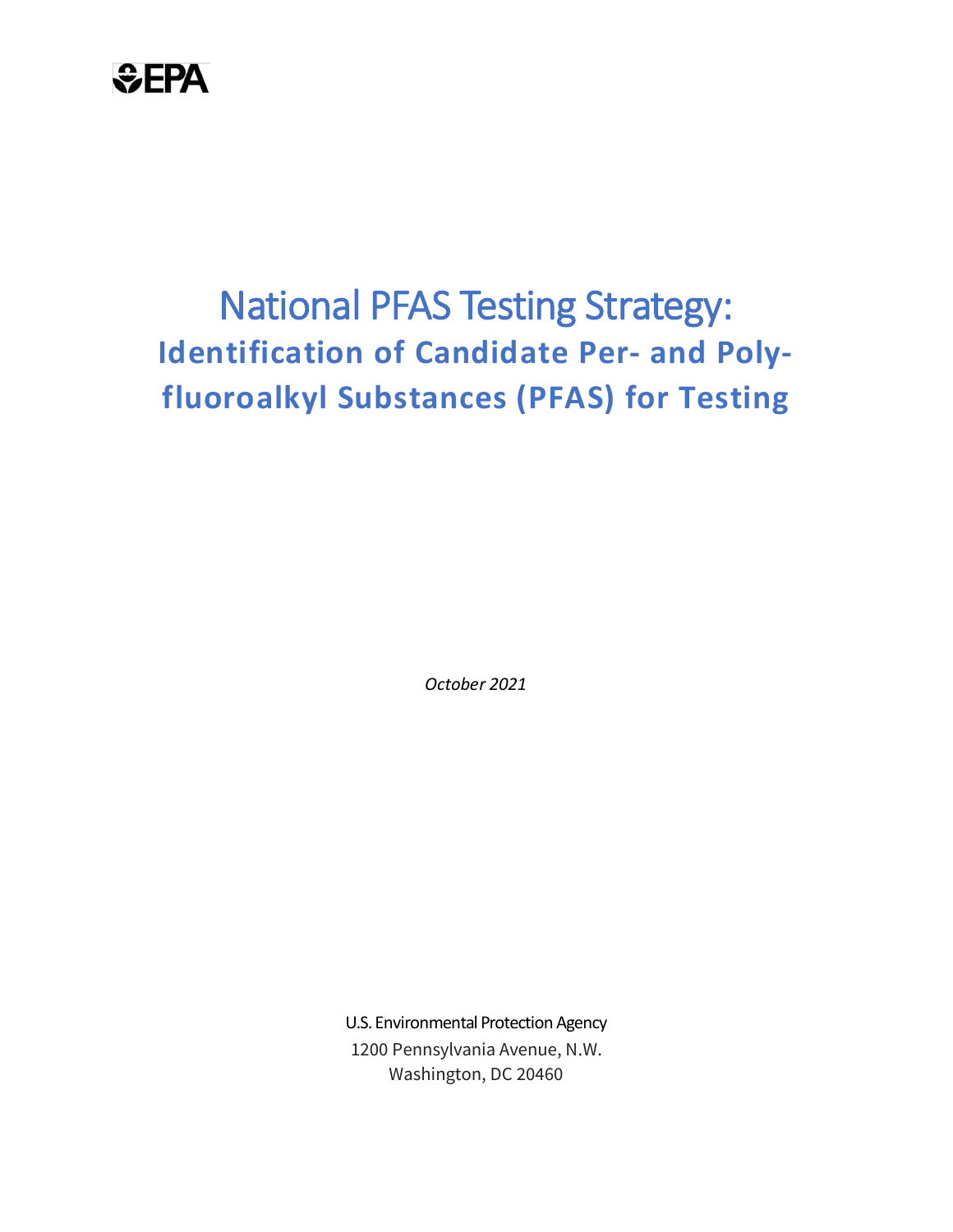EPA

# National PFAS Testing Strategy:

## Identification of Candidate Per- and Poly-fluoroalkyl Substances (PFAS) for Testing

*October 2021*

U.S. Environmental Protection Agency
1200 Pennsylvania Avenue, N.W.
Washington, DC 20460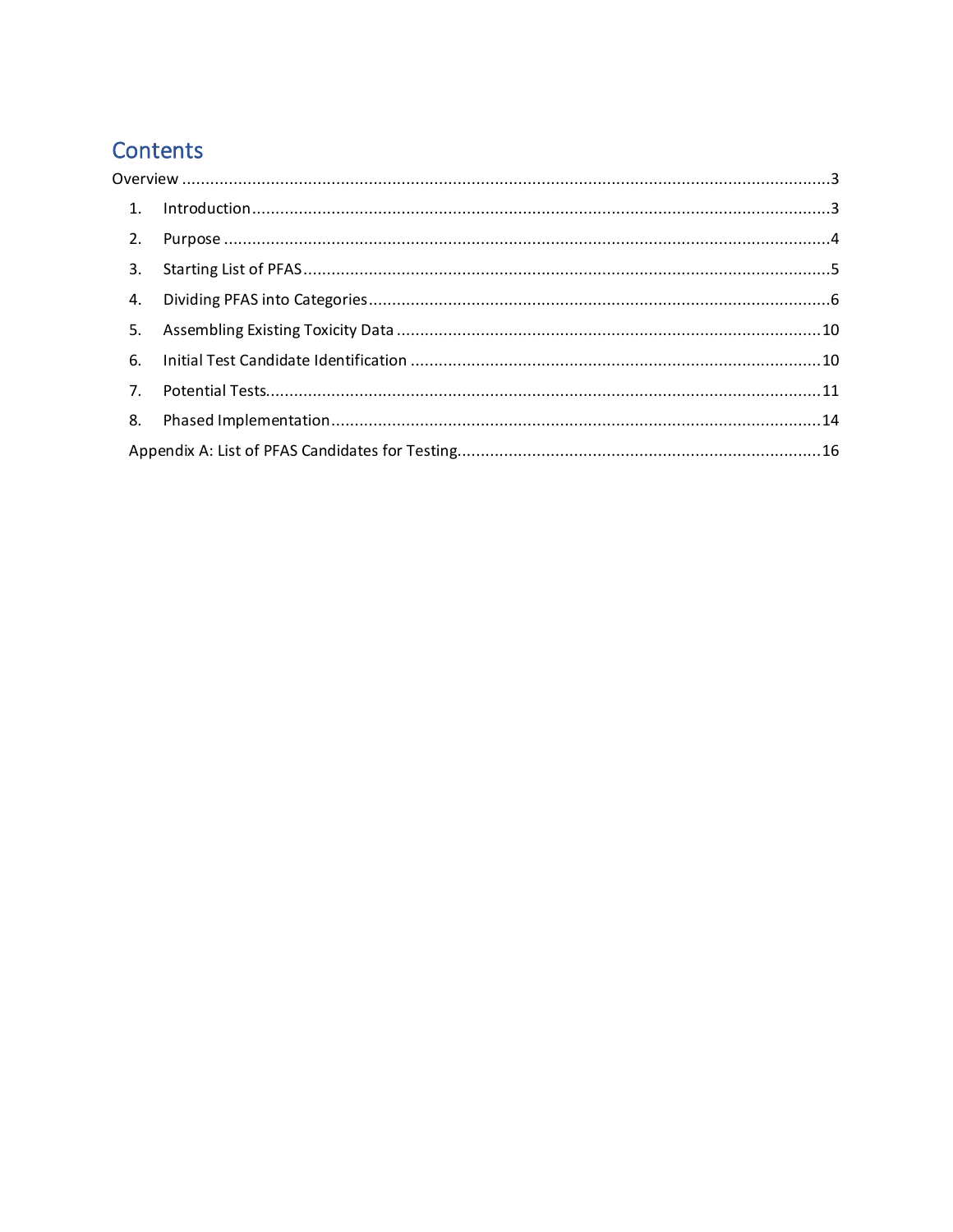# Contents

Overview ..... 3

1. Introduction ..... 3
2. Purpose ..... 4
3. Starting List of PFAS ..... 5
4. Dividing PFAS into Categories ..... 6
5. Assembling Existing Toxicity Data ..... 10
6. Initial Test Candidate Identification ..... 10
7. Potential Tests ..... 11
8. Phased Implementation ..... 14

Appendix A: List of PFAS Candidates for Testing ..... 16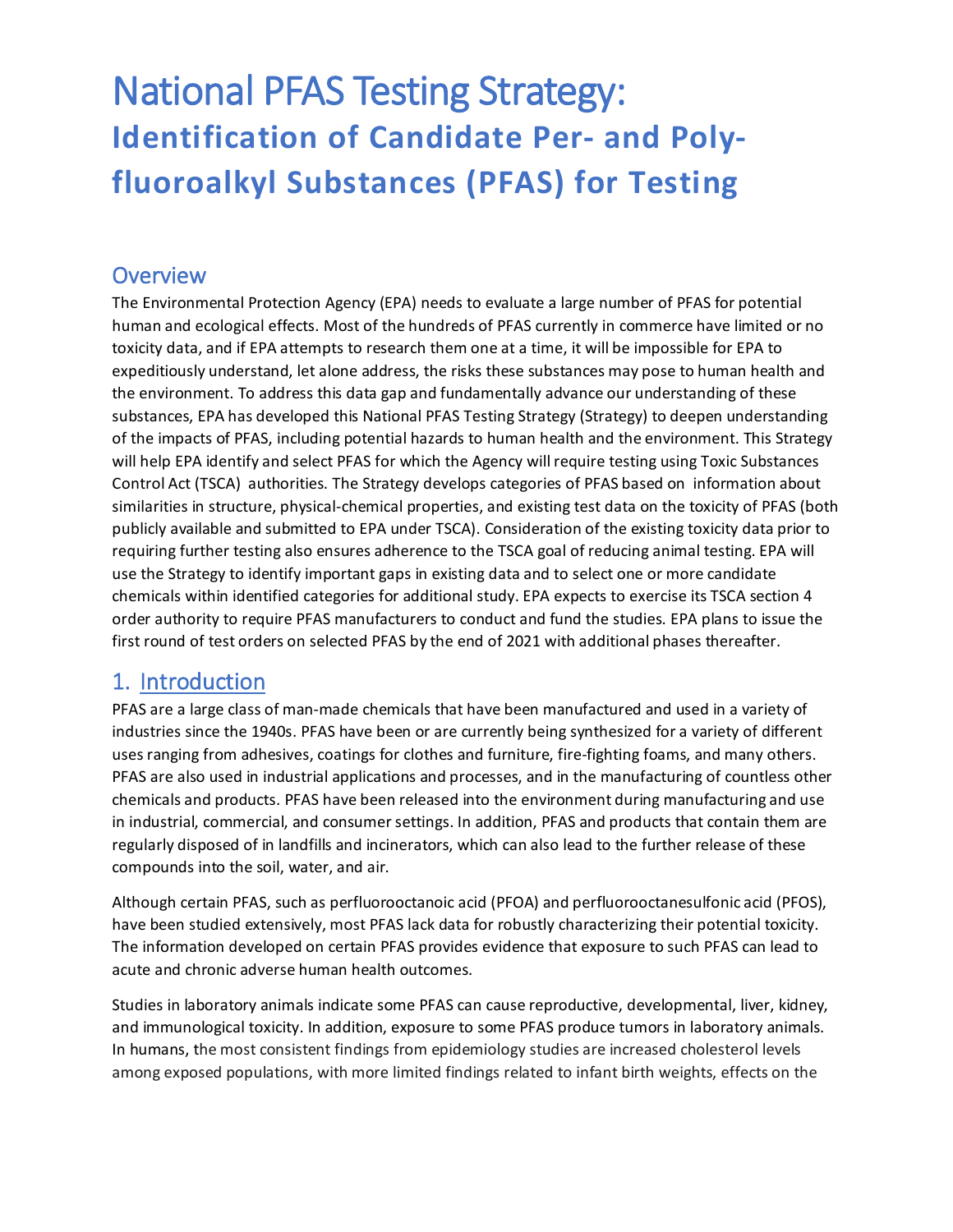# National PFAS Testing Strategy:

## Identification of Candidate Per- and Poly-fluoroalkyl Substances (PFAS) for Testing

## Overview

The Environmental Protection Agency (EPA) needs to evaluate a large number of PFAS for potential human and ecological effects. Most of the hundreds of PFAS currently in commerce have limited or no toxicity data, and if EPA attempts to research them one at a time, it will be impossible for EPA to expeditiously understand, let alone address, the risks these substances may pose to human health and the environment. To address this data gap and fundamentally advance our understanding of these substances, EPA has developed this National PFAS Testing Strategy (Strategy) to deepen understanding of the impacts of PFAS, including potential hazards to human health and the environment. This Strategy will help EPA identify and select PFAS for which the Agency will require testing using Toxic Substances Control Act (TSCA) authorities. The Strategy develops categories of PFAS based on information about similarities in structure, physical-chemical properties, and existing test data on the toxicity of PFAS (both publicly available and submitted to EPA under TSCA). Consideration of the existing toxicity data prior to requiring further testing also ensures adherence to the TSCA goal of reducing animal testing. EPA will use the Strategy to identify important gaps in existing data and to select one or more candidate chemicals within identified categories for additional study. EPA expects to exercise its TSCA section 4 order authority to require PFAS manufacturers to conduct and fund the studies. EPA plans to issue the first round of test orders on selected PFAS by the end of 2021 with additional phases thereafter.

## 1. Introduction

PFAS are a large class of man-made chemicals that have been manufactured and used in a variety of industries since the 1940s. PFAS have been or are currently being synthesized for a variety of different uses ranging from adhesives, coatings for clothes and furniture, fire-fighting foams, and many others. PFAS are also used in industrial applications and processes, and in the manufacturing of countless other chemicals and products. PFAS have been released into the environment during manufacturing and use in industrial, commercial, and consumer settings. In addition, PFAS and products that contain them are regularly disposed of in landfills and incinerators, which can also lead to the further release of these compounds into the soil, water, and air.

Although certain PFAS, such as perfluorooctanoic acid (PFOA) and perfluorooctanesulfonic acid (PFOS), have been studied extensively, most PFAS lack data for robustly characterizing their potential toxicity. The information developed on certain PFAS provides evidence that exposure to such PFAS can lead to acute and chronic adverse human health outcomes.

Studies in laboratory animals indicate some PFAS can cause reproductive, developmental, liver, kidney, and immunological toxicity. In addition, exposure to some PFAS produce tumors in laboratory animals. In humans, the most consistent findings from epidemiology studies are increased cholesterol levels among exposed populations, with more limited findings related to infant birth weights, effects on the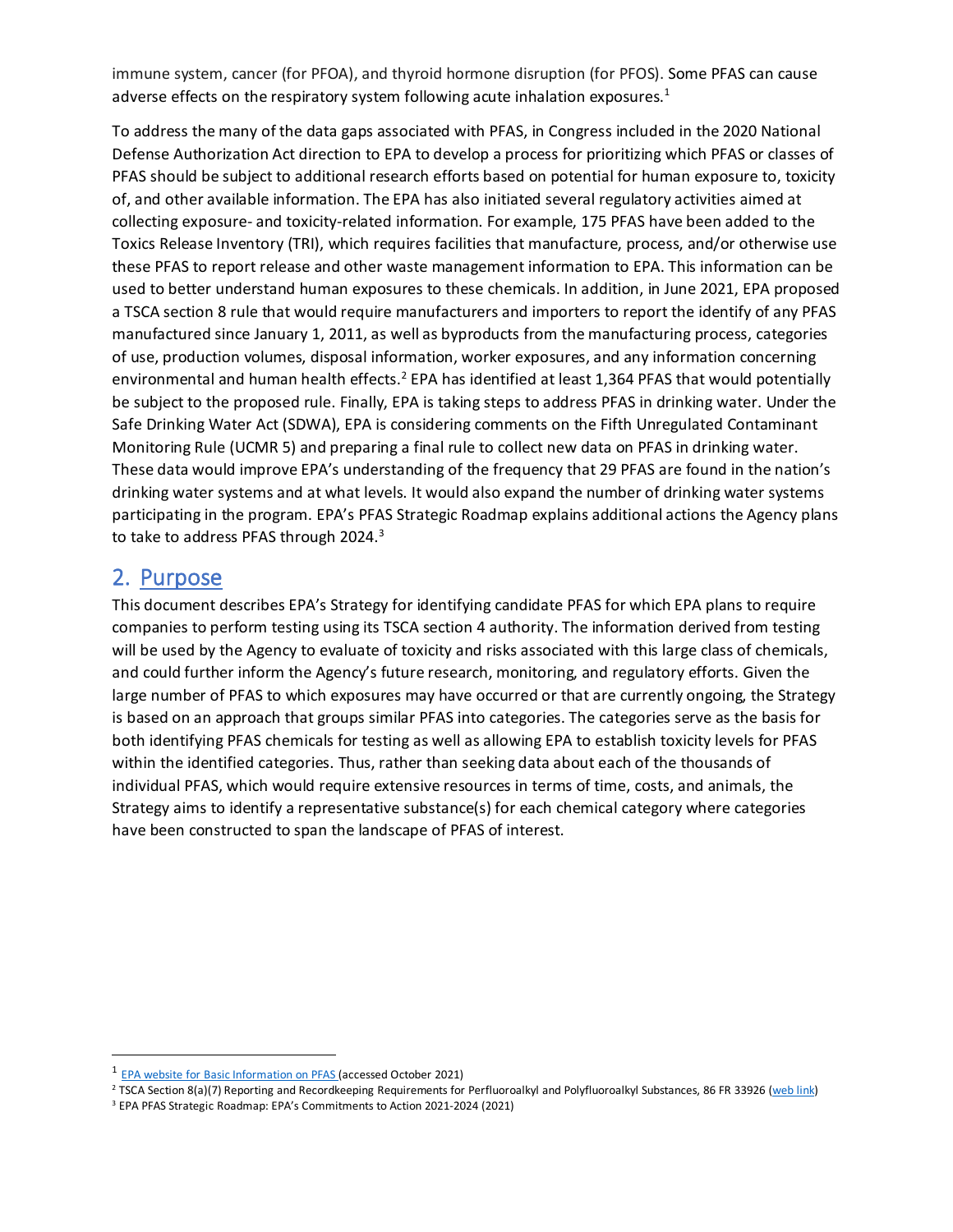immune system, cancer (for PFOA), and thyroid hormone disruption (for PFOS). Some PFAS can cause adverse effects on the respiratory system following acute inhalation exposures.[1]

To address the many of the data gaps associated with PFAS, in Congress included in the 2020 National Defense Authorization Act direction to EPA to develop a process for prioritizing which PFAS or classes of PFAS should be subject to additional research efforts based on potential for human exposure to, toxicity of, and other available information. The EPA has also initiated several regulatory activities aimed at collecting exposure- and toxicity-related information. For example, 175 PFAS have been added to the Toxics Release Inventory (TRI), which requires facilities that manufacture, process, and/or otherwise use these PFAS to report release and other waste management information to EPA. This information can be used to better understand human exposures to these chemicals. In addition, in June 2021, EPA proposed a TSCA section 8 rule that would require manufacturers and importers to report the identify of any PFAS manufactured since January 1, 2011, as well as byproducts from the manufacturing process, categories of use, production volumes, disposal information, worker exposures, and any information concerning environmental and human health effects.[2] EPA has identified at least 1,364 PFAS that would potentially be subject to the proposed rule. Finally, EPA is taking steps to address PFAS in drinking water. Under the Safe Drinking Water Act (SDWA), EPA is considering comments on the Fifth Unregulated Contaminant Monitoring Rule (UCMR 5) and preparing a final rule to collect new data on PFAS in drinking water. These data would improve EPA's understanding of the frequency that 29 PFAS are found in the nation's drinking water systems and at what levels. It would also expand the number of drinking water systems participating in the program. EPA's PFAS Strategic Roadmap explains additional actions the Agency plans to take to address PFAS through 2024.[3]

## 2. Purpose

This document describes EPA's Strategy for identifying candidate PFAS for which EPA plans to require companies to perform testing using its TSCA section 4 authority. The information derived from testing will be used by the Agency to evaluate of toxicity and risks associated with this large class of chemicals, and could further inform the Agency's future research, monitoring, and regulatory efforts. Given the large number of PFAS to which exposures may have occurred or that are currently ongoing, the Strategy is based on an approach that groups similar PFAS into categories. The categories serve as the basis for both identifying PFAS chemicals for testing as well as allowing EPA to establish toxicity levels for PFAS within the identified categories. Thus, rather than seeking data about each of the thousands of individual PFAS, which would require extensive resources in terms of time, costs, and animals, the Strategy aims to identify a representative substance(s) for each chemical category where categories have been constructed to span the landscape of PFAS of interest.

---

[1] EPA website for Basic Information on PFAS (accessed October 2021)

[2] TSCA Section 8(a)(7) Reporting and Recordkeeping Requirements for Perfluoroalkyl and Polyfluoroalkyl Substances, 86 FR 33926 (web link)

[3] EPA PFAS Strategic Roadmap: EPA's Commitments to Action 2021-2024 (2021)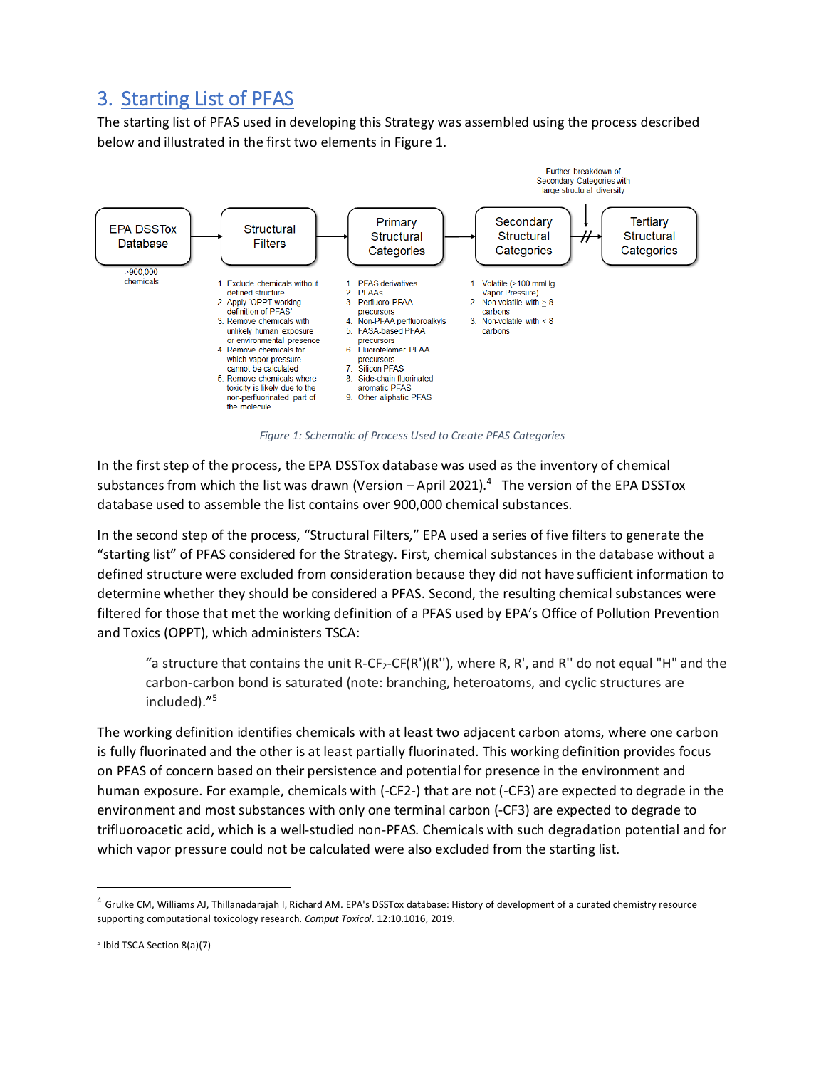## 3. Starting List of PFAS

The starting list of PFAS used in developing this Strategy was assembled using the process described below and illustrated in the first two elements in Figure 1.

EPA DSSTox Database → Structural Filters → Primary Structural Categories → Secondary Structural Categories → // → Tertiary Structural Categories

Further breakdown of Secondary Categories with large structural diversity

**EPA DSSTox Database**

>900,000 chemicals

**Structural Filters**

1. Exclude chemicals without defined structure
2. Apply 'OPPT working definition of PFAS'
3. Remove chemicals with unlikely human exposure or environmental presence
4. Remove chemicals for which vapor pressure cannot be calculated
5. Remove chemicals where toxicity is likely due to the non-perfluorinated part of the molecule

**Primary Structural Categories**

1. PFAS derivatives
2. PFAAs
3. Perfluoro PFAA precursors
4. Non-PFAA perfluoroalkyls
5. FASA-based PFAA precursors
6. Fluorotelomer PFAA precursors
7. Silicon PFAS
8. Side-chain fluorinated aromatic PFAS
9. Other aliphatic PFAS

**Secondary Structural Categories**

1. Volatile (>100 mmHg Vapor Pressure)
2. Non-volatile with ≥ 8 carbons
3. Non-volatile with < 8 carbons

*Figure 1: Schematic of Process Used to Create PFAS Categories*

In the first step of the process, the EPA DSSTox database was used as the inventory of chemical substances from which the list was drawn (Version – April 2021).[4] The version of the EPA DSSTox database used to assemble the list contains over 900,000 chemical substances.

In the second step of the process, "Structural Filters," EPA used a series of five filters to generate the "starting list" of PFAS considered for the Strategy. First, chemical substances in the database without a defined structure were excluded from consideration because they did not have sufficient information to determine whether they should be considered a PFAS. Second, the resulting chemical substances were filtered for those that met the working definition of a PFAS used by EPA's Office of Pollution Prevention and Toxics (OPPT), which administers TSCA:

> "a structure that contains the unit R-$CF_2$-CF(R')(R''), where R, R', and R'' do not equal "H" and the carbon-carbon bond is saturated (note: branching, heteroatoms, and cyclic structures are included)."[5]

The working definition identifies chemicals with at least two adjacent carbon atoms, where one carbon is fully fluorinated and the other is at least partially fluorinated. This working definition provides focus on PFAS of concern based on their persistence and potential for presence in the environment and human exposure. For example, chemicals with (-CF2-) that are not (-CF3) are expected to degrade in the environment and most substances with only one terminal carbon (-CF3) are expected to degrade to trifluoroacetic acid, which is a well-studied non-PFAS. Chemicals with such degradation potential and for which vapor pressure could not be calculated were also excluded from the starting list.

---

[4] Grulke CM, Williams AJ, Thillanadarajah I, Richard AM. EPA's DSSTox database: History of development of a curated chemistry resource supporting computational toxicology research. *Comput Toxicol*. 12:10.1016, 2019.

[5] Ibid TSCA Section 8(a)(7)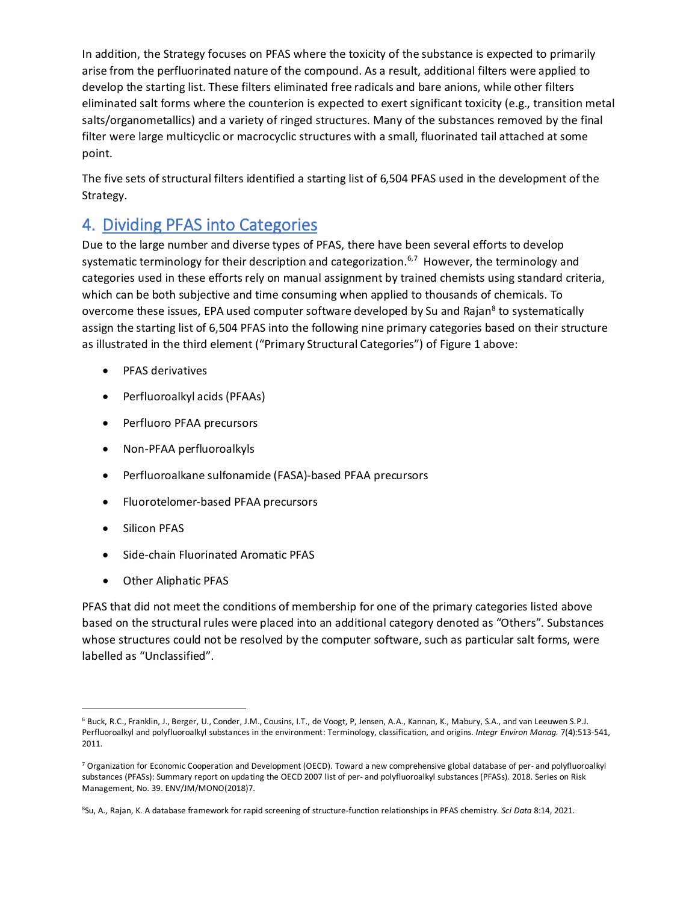In addition, the Strategy focuses on PFAS where the toxicity of the substance is expected to primarily arise from the perfluorinated nature of the compound. As a result, additional filters were applied to develop the starting list. These filters eliminated free radicals and bare anions, while other filters eliminated salt forms where the counterion is expected to exert significant toxicity (e.g., transition metal salts/organometallics) and a variety of ringed structures. Many of the substances removed by the final filter were large multicyclic or macrocyclic structures with a small, fluorinated tail attached at some point.

The five sets of structural filters identified a starting list of 6,504 PFAS used in the development of the Strategy.

## 4. Dividing PFAS into Categories

Due to the large number and diverse types of PFAS, there have been several efforts to develop systematic terminology for their description and categorization.[6,7] However, the terminology and categories used in these efforts rely on manual assignment by trained chemists using standard criteria, which can be both subjective and time consuming when applied to thousands of chemicals. To overcome these issues, EPA used computer software developed by Su and Rajan[8] to systematically assign the starting list of 6,504 PFAS into the following nine primary categories based on their structure as illustrated in the third element ("Primary Structural Categories") of Figure 1 above:

- PFAS derivatives
- Perfluoroalkyl acids (PFAAs)
- Perfluoro PFAA precursors
- Non-PFAA perfluoroalkyls
- Perfluoroalkane sulfonamide (FASA)-based PFAA precursors
- Fluorotelomer-based PFAA precursors
- Silicon PFAS
- Side-chain Fluorinated Aromatic PFAS
- Other Aliphatic PFAS

PFAS that did not meet the conditions of membership for one of the primary categories listed above based on the structural rules were placed into an additional category denoted as "Others". Substances whose structures could not be resolved by the computer software, such as particular salt forms, were labelled as "Unclassified".

---

[6] Buck, R.C., Franklin, J., Berger, U., Conder, J.M., Cousins, I.T., de Voogt, P, Jensen, A.A., Kannan, K., Mabury, S.A., and van Leeuwen S.P.J. Perfluoroalkyl and polyfluoroalkyl substances in the environment: Terminology, classification, and origins. *Integr Environ Manag.* 7(4):513-541, 2011.

[7] Organization for Economic Cooperation and Development (OECD). Toward a new comprehensive global database of per- and polyfluoroalkyl substances (PFASs): Summary report on updating the OECD 2007 list of per- and polyfluoroalkyl substances (PFASs). 2018. Series on Risk Management, No. 39. ENV/JM/MONO(2018)7.

[8] Su, A., Rajan, K. A database framework for rapid screening of structure-function relationships in PFAS chemistry. *Sci Data* 8:14, 2021.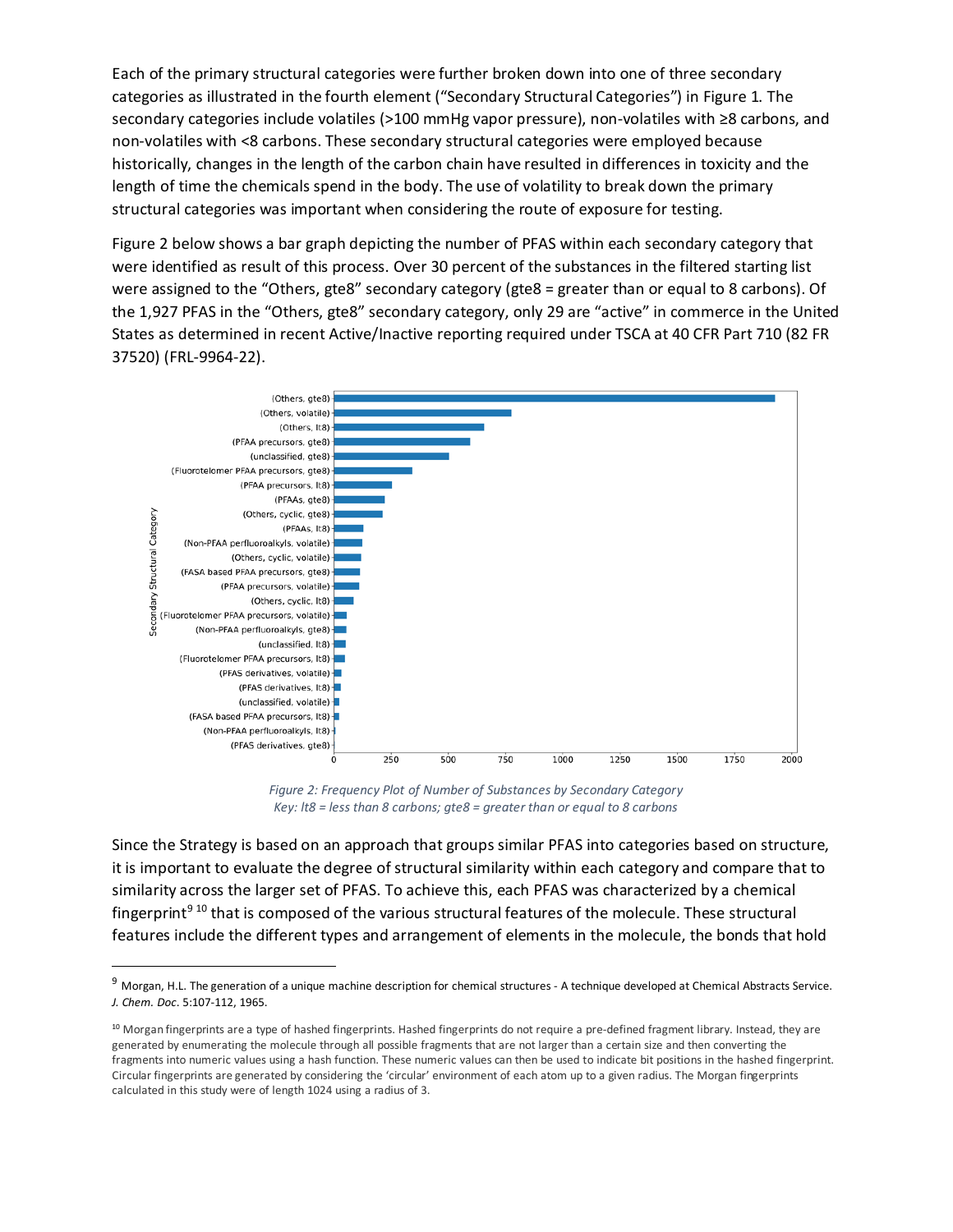Each of the primary structural categories were further broken down into one of three secondary categories as illustrated in the fourth element ("Secondary Structural Categories") in Figure 1. The secondary categories include volatiles (>100 mmHg vapor pressure), non-volatiles with ≥8 carbons, and non-volatiles with <8 carbons. These secondary structural categories were employed because historically, changes in the length of the carbon chain have resulted in differences in toxicity and the length of time the chemicals spend in the body. The use of volatility to break down the primary structural categories was important when considering the route of exposure for testing.

Figure 2 below shows a bar graph depicting the number of PFAS within each secondary category that were identified as result of this process. Over 30 percent of the substances in the filtered starting list were assigned to the "Others, gte8" secondary category (gte8 = greater than or equal to 8 carbons). Of the 1,927 PFAS in the "Others, gte8" secondary category, only 29 are "active" in commerce in the United States as determined in recent Active/Inactive reporting required under TSCA at 40 CFR Part 710 (82 FR 37520) (FRL-9964-22).

*Figure 2: Frequency Plot of Number of Substances by Secondary Category*
*Key: lt8 = less than 8 carbons; gte8 = greater than or equal to 8 carbons*

Since the Strategy is based on an approach that groups similar PFAS into categories based on structure, it is important to evaluate the degree of structural similarity within each category and compare that to similarity across the larger set of PFAS. To achieve this, each PFAS was characterized by a chemical fingerprint[9] [10] that is composed of the various structural features of the molecule. These structural features include the different types and arrangement of elements in the molecule, the bonds that hold

---

[9] Morgan, H.L. The generation of a unique machine description for chemical structures - A technique developed at Chemical Abstracts Service. *J. Chem. Doc.* 5:107-112, 1965.

[10] Morgan fingerprints are a type of hashed fingerprints. Hashed fingerprints do not require a pre-defined fragment library. Instead, they are generated by enumerating the molecule through all possible fragments that are not larger than a certain size and then converting the fragments into numeric values using a hash function. These numeric values can then be used to indicate bit positions in the hashed fingerprint. Circular fingerprints are generated by considering the 'circular' environment of each atom up to a given radius. The Morgan fingerprints calculated in this study were of length 1024 using a radius of 3.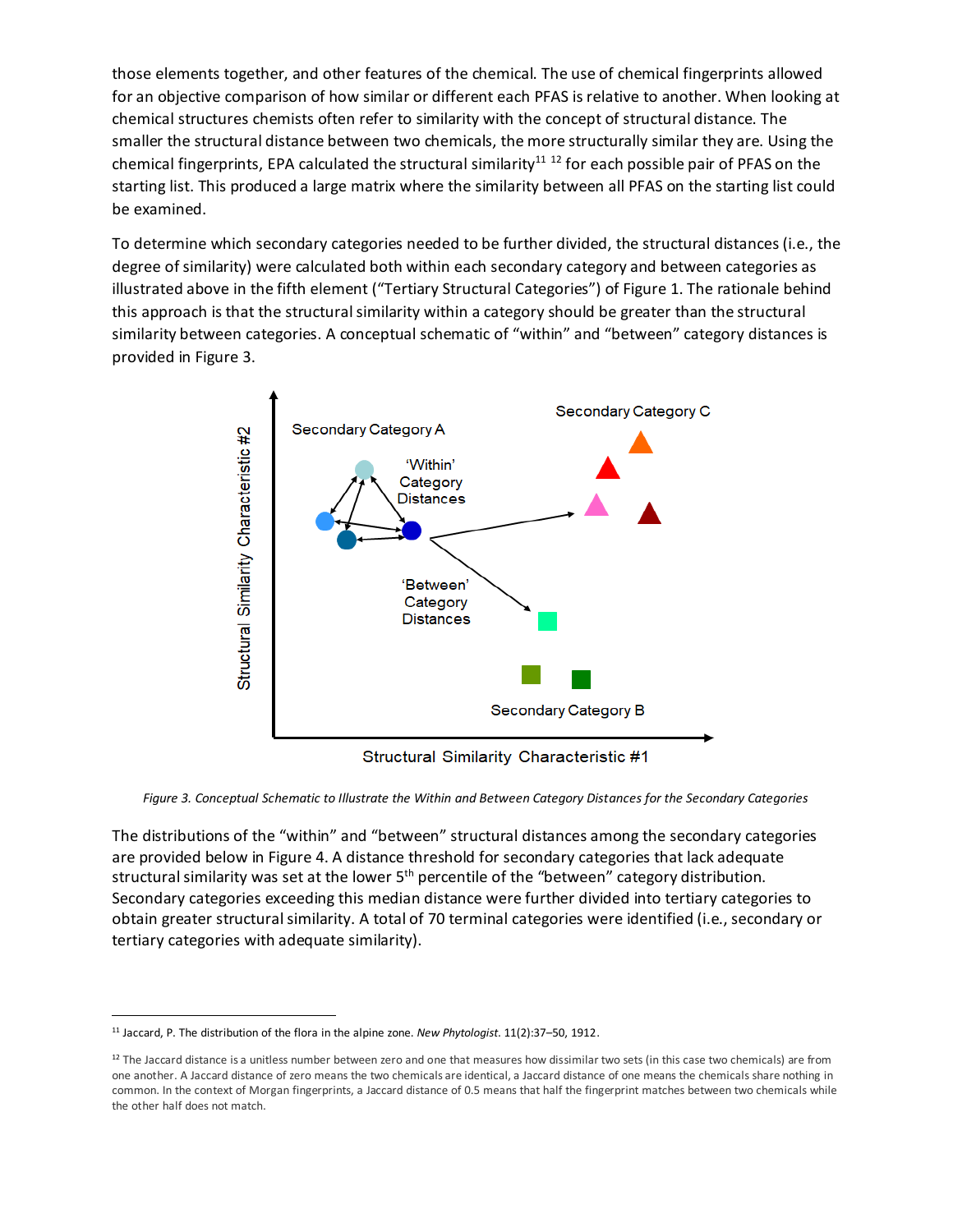those elements together, and other features of the chemical. The use of chemical fingerprints allowed for an objective comparison of how similar or different each PFAS is relative to another. When looking at chemical structures chemists often refer to similarity with the concept of structural distance. The smaller the structural distance between two chemicals, the more structurally similar they are. Using the chemical fingerprints, EPA calculated the structural similarity[11] [12] for each possible pair of PFAS on the starting list. This produced a large matrix where the similarity between all PFAS on the starting list could be examined.

To determine which secondary categories needed to be further divided, the structural distances (i.e., the degree of similarity) were calculated both within each secondary category and between categories as illustrated above in the fifth element ("Tertiary Structural Categories") of Figure 1. The rationale behind this approach is that the structural similarity within a category should be greater than the structural similarity between categories. A conceptual schematic of "within" and "between" category distances is provided in Figure 3.

*Figure 3. Conceptual Schematic to Illustrate the Within and Between Category Distances for the Secondary Categories*

The distributions of the "within" and "between" structural distances among the secondary categories are provided below in Figure 4. A distance threshold for secondary categories that lack adequate structural similarity was set at the lower 5th percentile of the "between" category distribution. Secondary categories exceeding this median distance were further divided into tertiary categories to obtain greater structural similarity. A total of 70 terminal categories were identified (i.e., secondary or tertiary categories with adequate similarity).

---

[11] Jaccard, P. The distribution of the flora in the alpine zone. *New Phytologist*. 11(2):37–50, 1912.

[12] The Jaccard distance is a unitless number between zero and one that measures how dissimilar two sets (in this case two chemicals) are from one another. A Jaccard distance of zero means the two chemicals are identical, a Jaccard distance of one means the chemicals share nothing in common. In the context of Morgan fingerprints, a Jaccard distance of 0.5 means that half the fingerprint matches between two chemicals while the other half does not match.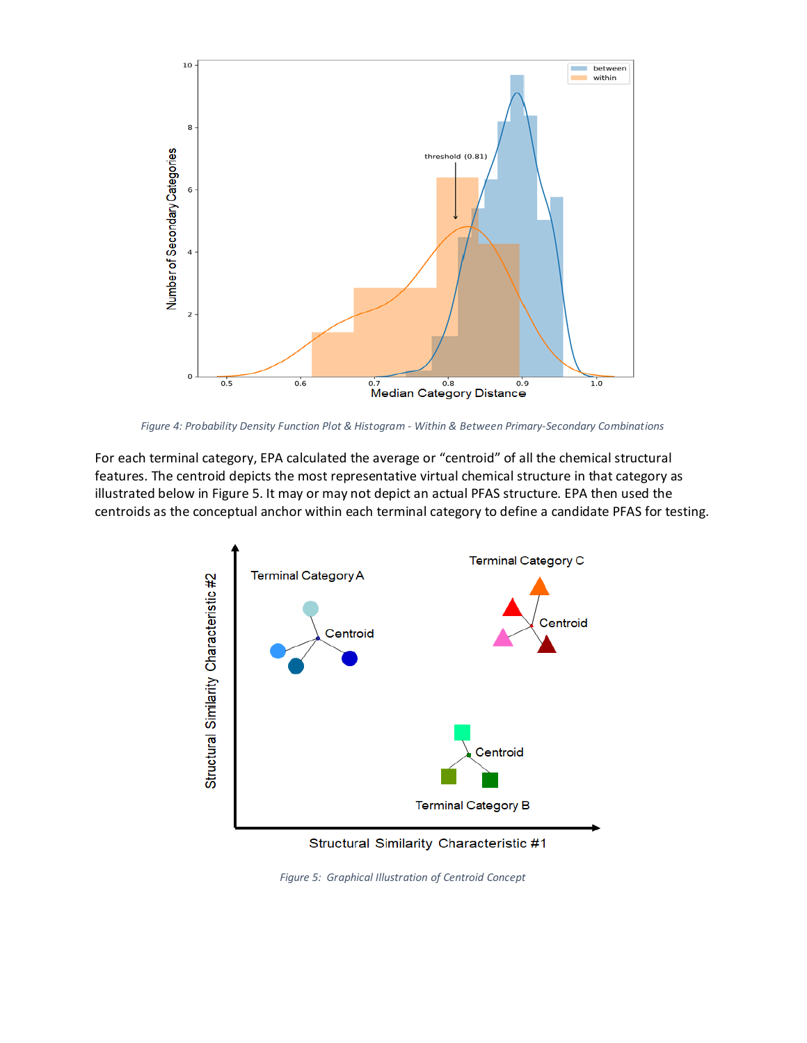*Figure 4: Probability Density Function Plot & Histogram - Within & Between Primary-Secondary Combinations*

For each terminal category, EPA calculated the average or "centroid" of all the chemical structural features. The centroid depicts the most representative virtual chemical structure in that category as illustrated below in Figure 5. It may or may not depict an actual PFAS structure. EPA then used the centroids as the conceptual anchor within each terminal category to define a candidate PFAS for testing.

*Figure 5: Graphical Illustration of Centroid Concept*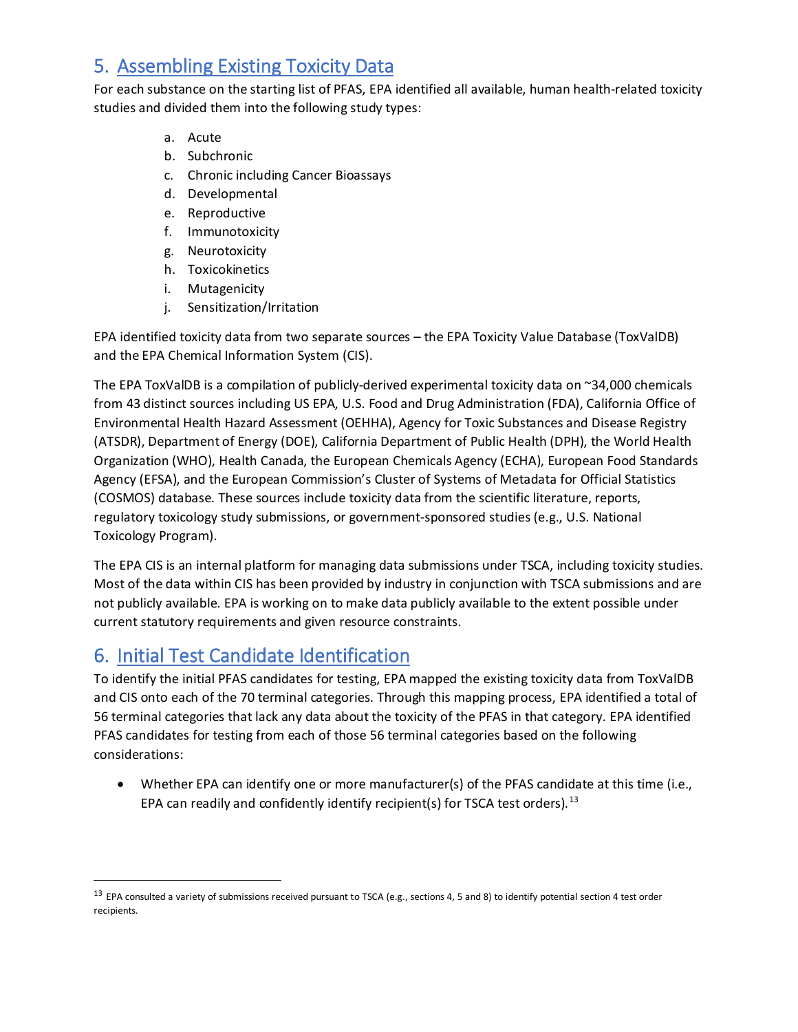## 5. Assembling Existing Toxicity Data

For each substance on the starting list of PFAS, EPA identified all available, human health-related toxicity studies and divided them into the following study types:

a. Acute
b. Subchronic
c. Chronic including Cancer Bioassays
d. Developmental
e. Reproductive
f. Immunotoxicity
g. Neurotoxicity
h. Toxicokinetics
i. Mutagenicity
j. Sensitization/Irritation

EPA identified toxicity data from two separate sources – the EPA Toxicity Value Database (ToxValDB) and the EPA Chemical Information System (CIS).

The EPA ToxValDB is a compilation of publicly-derived experimental toxicity data on ~34,000 chemicals from 43 distinct sources including US EPA, U.S. Food and Drug Administration (FDA), California Office of Environmental Health Hazard Assessment (OEHHA), Agency for Toxic Substances and Disease Registry (ATSDR), Department of Energy (DOE), California Department of Public Health (DPH), the World Health Organization (WHO), Health Canada, the European Chemicals Agency (ECHA), European Food Standards Agency (EFSA), and the European Commission's Cluster of Systems of Metadata for Official Statistics (COSMOS) database. These sources include toxicity data from the scientific literature, reports, regulatory toxicology study submissions, or government-sponsored studies (e.g., U.S. National Toxicology Program).

The EPA CIS is an internal platform for managing data submissions under TSCA, including toxicity studies. Most of the data within CIS has been provided by industry in conjunction with TSCA submissions and are not publicly available. EPA is working on to make data publicly available to the extent possible under current statutory requirements and given resource constraints.

## 6. Initial Test Candidate Identification

To identify the initial PFAS candidates for testing, EPA mapped the existing toxicity data from ToxValDB and CIS onto each of the 70 terminal categories. Through this mapping process, EPA identified a total of 56 terminal categories that lack any data about the toxicity of the PFAS in that category. EPA identified PFAS candidates for testing from each of those 56 terminal categories based on the following considerations:

- Whether EPA can identify one or more manufacturer(s) of the PFAS candidate at this time (i.e., EPA can readily and confidently identify recipient(s) for TSCA test orders).[13]

[13] EPA consulted a variety of submissions received pursuant to TSCA (e.g., sections 4, 5 and 8) to identify potential section 4 test order recipients.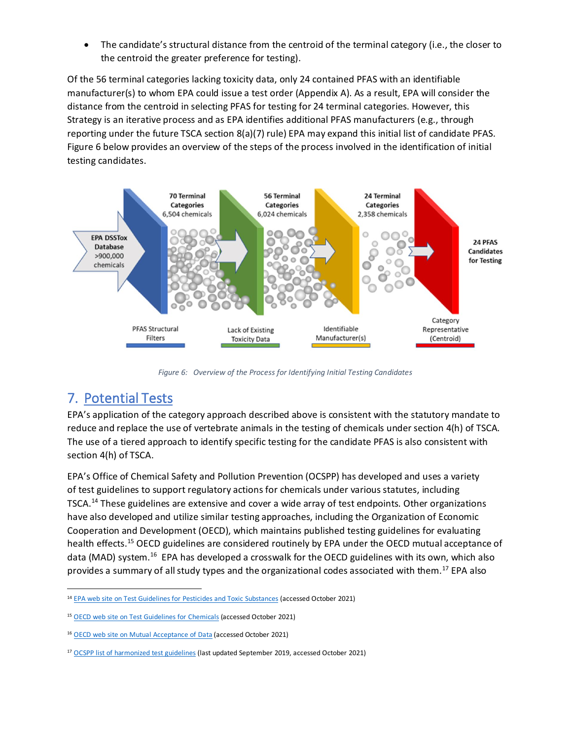- The candidate's structural distance from the centroid of the terminal category (i.e., the closer to the centroid the greater preference for testing).

Of the 56 terminal categories lacking toxicity data, only 24 contained PFAS with an identifiable manufacturer(s) to whom EPA could issue a test order (Appendix A). As a result, EPA will consider the distance from the centroid in selecting PFAS for testing for 24 terminal categories. However, this Strategy is an iterative process and as EPA identifies additional PFAS manufacturers (e.g., through reporting under the future TSCA section 8(a)(7) rule) EPA may expand this initial list of candidate PFAS. Figure 6 below provides an overview of the steps of the process involved in the identification of initial testing candidates.

*Figure 6: Overview of the Process for Identifying Initial Testing Candidates*

## 7. Potential Tests

EPA's application of the category approach described above is consistent with the statutory mandate to reduce and replace the use of vertebrate animals in the testing of chemicals under section 4(h) of TSCA. The use of a tiered approach to identify specific testing for the candidate PFAS is also consistent with section 4(h) of TSCA.

EPA's Office of Chemical Safety and Pollution Prevention (OCSPP) has developed and uses a variety of test guidelines to support regulatory actions for chemicals under various statutes, including TSCA.[14] These guidelines are extensive and cover a wide array of test endpoints. Other organizations have also developed and utilize similar testing approaches, including the Organization of Economic Cooperation and Development (OECD), which maintains published testing guidelines for evaluating health effects.[15] OECD guidelines are considered routinely by EPA under the OECD mutual acceptance of data (MAD) system.[16] EPA has developed a crosswalk for the OECD guidelines with its own, which also provides a summary of all study types and the organizational codes associated with them.[17] EPA also

[14] EPA web site on Test Guidelines for Pesticides and Toxic Substances (accessed October 2021)

[15] OECD web site on Test Guidelines for Chemicals (accessed October 2021)

[16] OECD web site on Mutual Acceptance of Data (accessed October 2021)

[17] OCSPP list of harmonized test guidelines (last updated September 2019, accessed October 2021)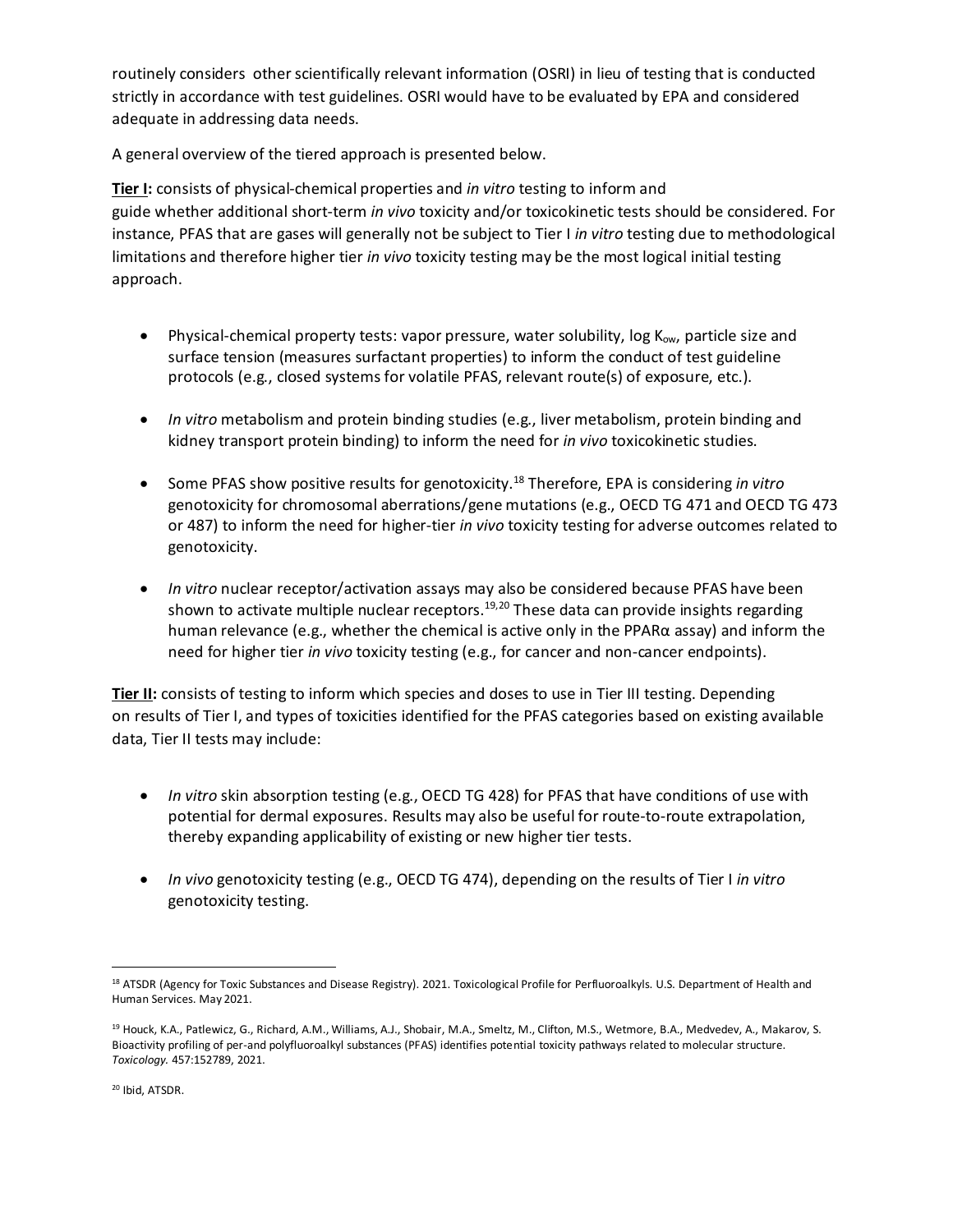routinely considers other scientifically relevant information (OSRI) in lieu of testing that is conducted strictly in accordance with test guidelines. OSRI would have to be evaluated by EPA and considered adequate in addressing data needs.

A general overview of the tiered approach is presented below.

**Tier I:** consists of physical-chemical properties and *in vitro* testing to inform and guide whether additional short-term *in vivo* toxicity and/or toxicokinetic tests should be considered. For instance, PFAS that are gases will generally not be subject to Tier I *in vitro* testing due to methodological limitations and therefore higher tier *in vivo* toxicity testing may be the most logical initial testing approach.

- Physical-chemical property tests: vapor pressure, water solubility, log $K_{ow}$, particle size and surface tension (measures surfactant properties) to inform the conduct of test guideline protocols (e.g., closed systems for volatile PFAS, relevant route(s) of exposure, etc.).

- *In vitro* metabolism and protein binding studies (e.g., liver metabolism, protein binding and kidney transport protein binding) to inform the need for *in vivo* toxicokinetic studies.

- Some PFAS show positive results for genotoxicity.[18] Therefore, EPA is considering *in vitro* genotoxicity for chromosomal aberrations/gene mutations (e.g., OECD TG 471 and OECD TG 473 or 487) to inform the need for higher-tier *in vivo* toxicity testing for adverse outcomes related to genotoxicity.

- *In vitro* nuclear receptor/activation assays may also be considered because PFAS have been shown to activate multiple nuclear receptors.[19,20] These data can provide insights regarding human relevance (e.g., whether the chemical is active only in the PPARα assay) and inform the need for higher tier *in vivo* toxicity testing (e.g., for cancer and non-cancer endpoints).

**Tier II:** consists of testing to inform which species and doses to use in Tier III testing. Depending on results of Tier I, and types of toxicities identified for the PFAS categories based on existing available data, Tier II tests may include:

- *In vitro* skin absorption testing (e.g., OECD TG 428) for PFAS that have conditions of use with potential for dermal exposures. Results may also be useful for route-to-route extrapolation, thereby expanding applicability of existing or new higher tier tests.

- *In vivo* genotoxicity testing (e.g., OECD TG 474), depending on the results of Tier I *in vitro* genotoxicity testing.

---

[18] ATSDR (Agency for Toxic Substances and Disease Registry). 2021. Toxicological Profile for Perfluoroalkyls. U.S. Department of Health and Human Services. May 2021.

[19] Houck, K.A., Patlewicz, G., Richard, A.M., Williams, A.J., Shobair, M.A., Smeltz, M., Clifton, M.S., Wetmore, B.A., Medvedev, A., Makarov, S. Bioactivity profiling of per-and polyfluoroalkyl substances (PFAS) identifies potential toxicity pathways related to molecular structure. *Toxicology.* 457:152789, 2021.

[20] Ibid, ATSDR.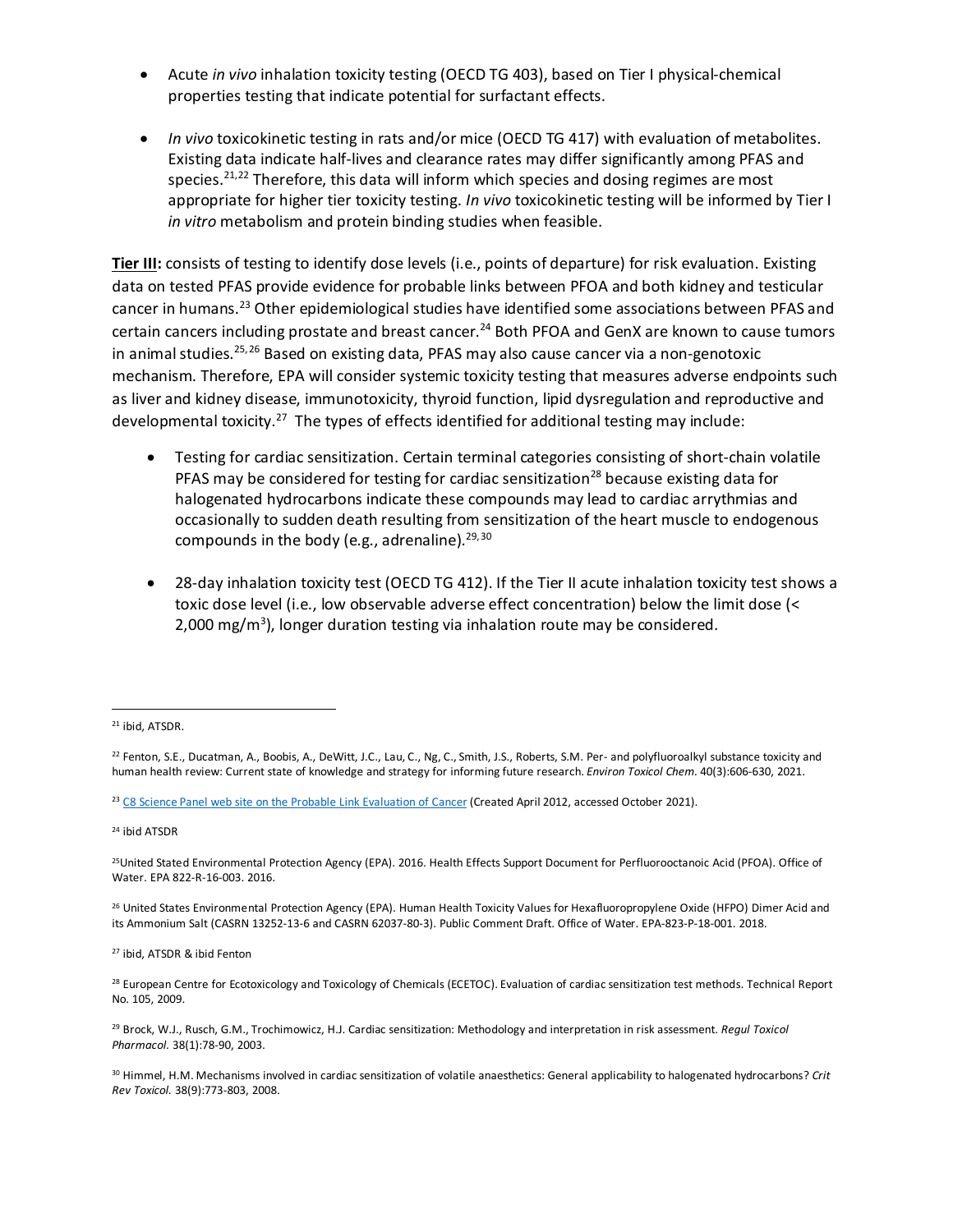- Acute *in vivo* inhalation toxicity testing (OECD TG 403), based on Tier I physical-chemical properties testing that indicate potential for surfactant effects.

- *In vivo* toxicokinetic testing in rats and/or mice (OECD TG 417) with evaluation of metabolites. Existing data indicate half-lives and clearance rates may differ significantly among PFAS and species.[21,22] Therefore, this data will inform which species and dosing regimes are most appropriate for higher tier toxicity testing. *In vivo* toxicokinetic testing will be informed by Tier I *in vitro* metabolism and protein binding studies when feasible.

**<u>Tier III</u>:** consists of testing to identify dose levels (i.e., points of departure) for risk evaluation. Existing data on tested PFAS provide evidence for probable links between PFOA and both kidney and testicular cancer in humans.[23] Other epidemiological studies have identified some associations between PFAS and certain cancers including prostate and breast cancer.[24] Both PFOA and GenX are known to cause tumors in animal studies.[25,26] Based on existing data, PFAS may also cause cancer via a non-genotoxic mechanism. Therefore, EPA will consider systemic toxicity testing that measures adverse endpoints such as liver and kidney disease, immunotoxicity, thyroid function, lipid dysregulation and reproductive and developmental toxicity.[27] The types of effects identified for additional testing may include:

- Testing for cardiac sensitization. Certain terminal categories consisting of short-chain volatile PFAS may be considered for testing for cardiac sensitization[28] because existing data for halogenated hydrocarbons indicate these compounds may lead to cardiac arrythmias and occasionally to sudden death resulting from sensitization of the heart muscle to endogenous compounds in the body (e.g., adrenaline).[29,30]

- 28-day inhalation toxicity test (OECD TG 412). If the Tier II acute inhalation toxicity test shows a toxic dose level (i.e., low observable adverse effect concentration) below the limit dose (< 2,000 mg/m$^3$), longer duration testing via inhalation route may be considered.

---

[21] ibid, ATSDR.

[22] Fenton, S.E., Ducatman, A., Boobis, A., DeWitt, J.C., Lau, C., Ng, C., Smith, J.S., Roberts, S.M. Per- and polyfluoroalkyl substance toxicity and human health review: Current state of knowledge and strategy for informing future research. *Environ Toxicol Chem.* 40(3):606-630, 2021.

[23] [C8 Science Panel web site on the Probable Link Evaluation of Cancer]() (Created April 2012, accessed October 2021).

[24] ibid ATSDR

[25] United Stated Environmental Protection Agency (EPA). 2016. Health Effects Support Document for Perfluorooctanoic Acid (PFOA). Office of Water. EPA 822-R-16-003. 2016.

[26] United States Environmental Protection Agency (EPA). Human Health Toxicity Values for Hexafluoropropylene Oxide (HFPO) Dimer Acid and its Ammonium Salt (CASRN 13252-13-6 and CASRN 62037-80-3). Public Comment Draft. Office of Water. EPA-823-P-18-001. 2018.

[27] ibid, ATSDR & ibid Fenton

[28] European Centre for Ecotoxicology and Toxicology of Chemicals (ECETOC). Evaluation of cardiac sensitization test methods. Technical Report No. 105, 2009.

[29] Brock, W.J., Rusch, G.M., Trochimowicz, H.J. Cardiac sensitization: Methodology and interpretation in risk assessment. *Regul Toxicol Pharmacol.* 38(1):78-90, 2003.

[30] Himmel, H.M. Mechanisms involved in cardiac sensitization of volatile anaesthetics: General applicability to halogenated hydrocarbons? *Crit Rev Toxicol.* 38(9):773-803, 2008.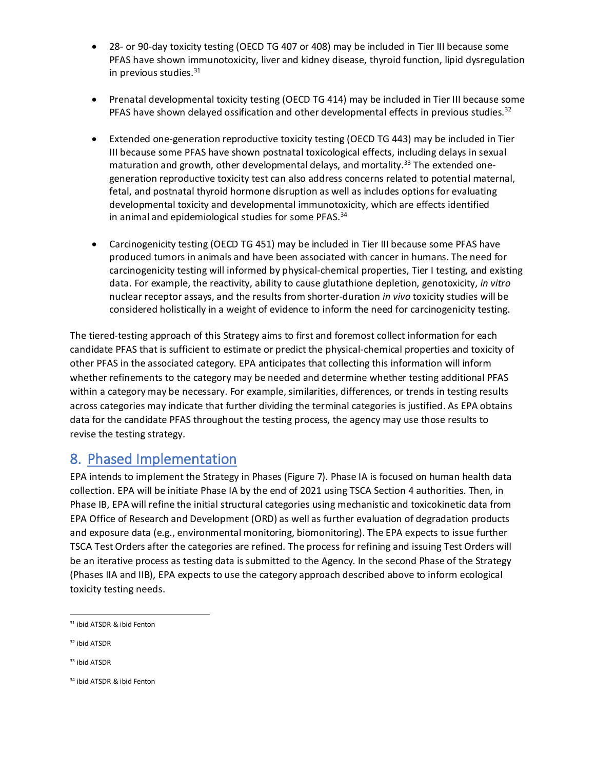- 28- or 90-day toxicity testing (OECD TG 407 or 408) may be included in Tier III because some PFAS have shown immunotoxicity, liver and kidney disease, thyroid function, lipid dysregulation in previous studies.[31]

- Prenatal developmental toxicity testing (OECD TG 414) may be included in Tier III because some PFAS have shown delayed ossification and other developmental effects in previous studies.[32]

- Extended one-generation reproductive toxicity testing (OECD TG 443) may be included in Tier III because some PFAS have shown postnatal toxicological effects, including delays in sexual maturation and growth, other developmental delays, and mortality.[33] The extended one-generation reproductive toxicity test can also address concerns related to potential maternal, fetal, and postnatal thyroid hormone disruption as well as includes options for evaluating developmental toxicity and developmental immunotoxicity, which are effects identified in animal and epidemiological studies for some PFAS.[34]

- Carcinogenicity testing (OECD TG 451) may be included in Tier III because some PFAS have produced tumors in animals and have been associated with cancer in humans. The need for carcinogenicity testing will informed by physical-chemical properties, Tier I testing, and existing data. For example, the reactivity, ability to cause glutathione depletion, genotoxicity, *in vitro* nuclear receptor assays, and the results from shorter-duration *in vivo* toxicity studies will be considered holistically in a weight of evidence to inform the need for carcinogenicity testing.

The tiered-testing approach of this Strategy aims to first and foremost collect information for each candidate PFAS that is sufficient to estimate or predict the physical-chemical properties and toxicity of other PFAS in the associated category. EPA anticipates that collecting this information will inform whether refinements to the category may be needed and determine whether testing additional PFAS within a category may be necessary. For example, similarities, differences, or trends in testing results across categories may indicate that further dividing the terminal categories is justified. As EPA obtains data for the candidate PFAS throughout the testing process, the agency may use those results to revise the testing strategy.

## 8. Phased Implementation

EPA intends to implement the Strategy in Phases (Figure 7). Phase IA is focused on human health data collection. EPA will be initiate Phase IA by the end of 2021 using TSCA Section 4 authorities. Then, in Phase IB, EPA will refine the initial structural categories using mechanistic and toxicokinetic data from EPA Office of Research and Development (ORD) as well as further evaluation of degradation products and exposure data (e.g., environmental monitoring, biomonitoring). The EPA expects to issue further TSCA Test Orders after the categories are refined. The process for refining and issuing Test Orders will be an iterative process as testing data is submitted to the Agency. In the second Phase of the Strategy (Phases IIA and IIB), EPA expects to use the category approach described above to inform ecological toxicity testing needs.

---

[31] ibid ATSDR & ibid Fenton

[32] ibid ATSDR

[33] ibid ATSDR

[34] ibid ATSDR & ibid Fenton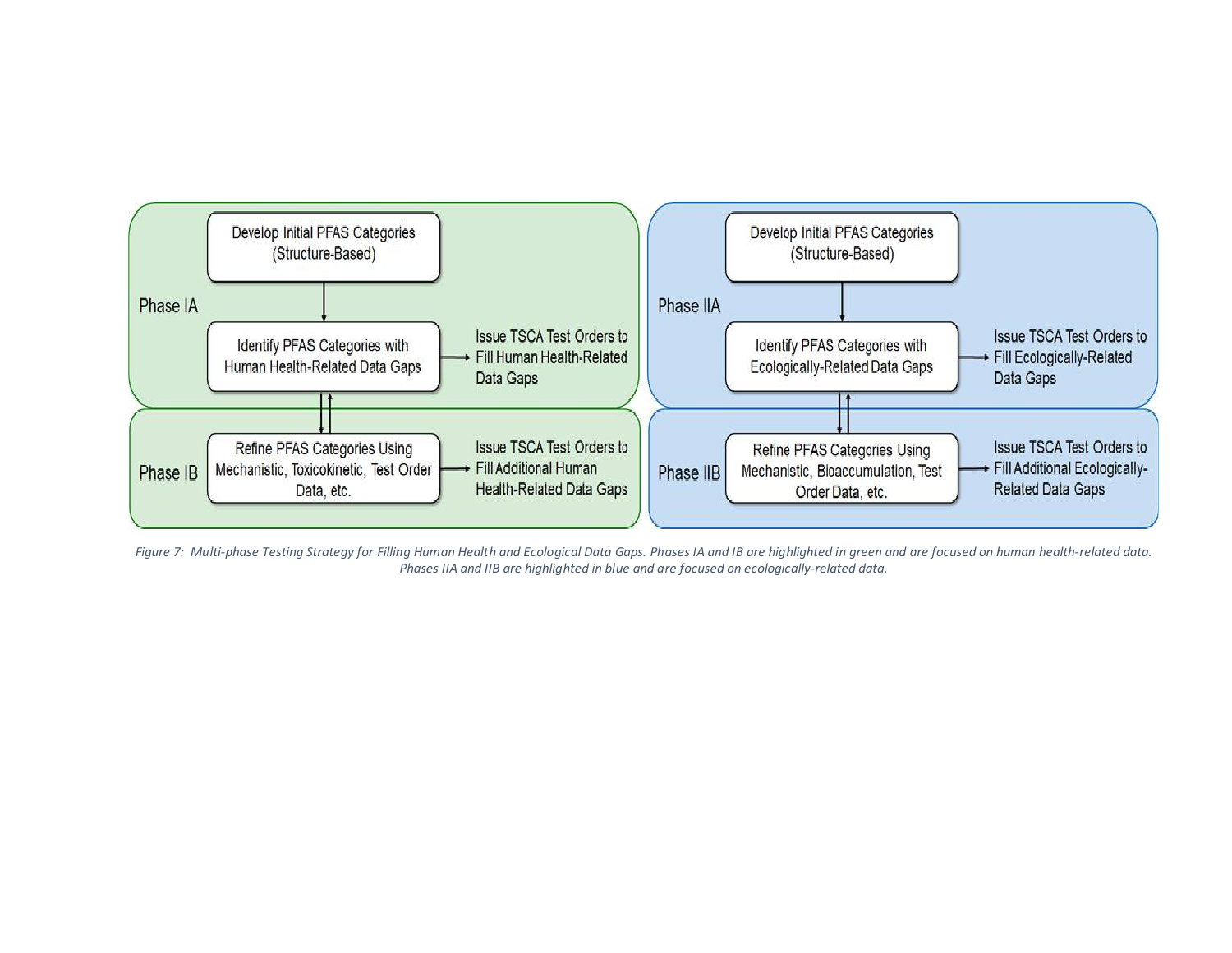**Phase IA**

- Develop Initial PFAS Categories (Structure-Based)
- Identify PFAS Categories with Human Health-Related Data Gaps → Issue TSCA Test Orders to Fill Human Health-Related Data Gaps

**Phase IB**

- Refine PFAS Categories Using Mechanistic, Toxicokinetic, Test Order Data, etc. → Issue TSCA Test Orders to Fill Additional Human Health-Related Data Gaps

**Phase IIA**

- Develop Initial PFAS Categories (Structure-Based)
- Identify PFAS Categories with Ecologically-Related Data Gaps → Issue TSCA Test Orders to Fill Ecologically-Related Data Gaps

**Phase IIB**

- Refine PFAS Categories Using Mechanistic, Bioaccumulation, Test Order Data, etc. → Issue TSCA Test Orders to Fill Additional Ecologically-Related Data Gaps

*Figure 7: Multi-phase Testing Strategy for Filling Human Health and Ecological Data Gaps. Phases IA and IB are highlighted in green and are focused on human health-related data. Phases IIA and IIB are highlighted in blue and are focused on ecologically-related data.*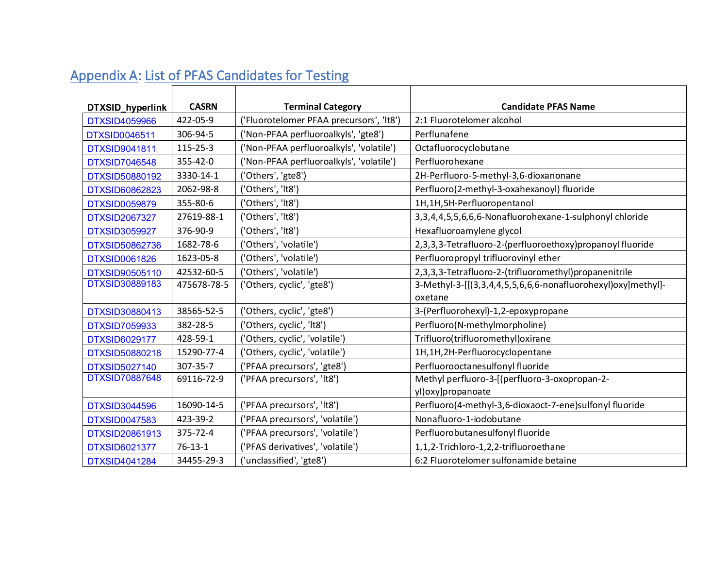## Appendix A: List of PFAS Candidates for Testing

| DTXSID_hyperlink | CASRN | Terminal Category | Candidate PFAS Name |
|---|---|---|---|
| DTXSID4059966 | 422-05-9 | ('Fluorotelomer PFAA precursors', 'lt8') | 2:1 Fluorotelomer alcohol |
| DTXSID0046511 | 306-94-5 | ('Non-PFAA perfluoroalkyls', 'gte8') | Perflunafene |
| DTXSID9041811 | 115-25-3 | ('Non-PFAA perfluoroalkyls', 'volatile') | Octafluorocyclobutane |
| DTXSID7046548 | 355-42-0 | ('Non-PFAA perfluoroalkyls', 'volatile') | Perfluorohexane |
| DTXSID50880192 | 3330-14-1 | ('Others', 'gte8') | 2H-Perfluoro-5-methyl-3,6-dioxanonane |
| DTXSID60862823 | 2062-98-8 | ('Others', 'lt8') | Perfluoro(2-methyl-3-oxahexanoyl) fluoride |
| DTXSID0059879 | 355-80-6 | ('Others', 'lt8') | 1H,1H,5H-Perfluoropentanol |
| DTXSID2067327 | 27619-88-1 | ('Others', 'lt8') | 3,3,4,4,5,5,6,6,6-Nonafluorohexane-1-sulphonyl chloride |
| DTXSID3059927 | 376-90-9 | ('Others', 'lt8') | Hexafluoroamylene glycol |
| DTXSID50862736 | 1682-78-6 | ('Others', 'volatile') | 2,3,3,3-Tetrafluoro-2-(perfluoroethoxy)propanoyl fluoride |
| DTXSID0061826 | 1623-05-8 | ('Others', 'volatile') | Perfluoropropyl trifluorovinyl ether |
| DTXSID90505110 | 42532-60-5 | ('Others', 'volatile') | 2,3,3,3-Tetrafluoro-2-(trifluoromethyl)propanenitrile |
| DTXSID30889183 | 475678-78-5 | ('Others, cyclic', 'gte8') | 3-Methyl-3-[[(3,3,4,4,5,5,6,6,6-nonafluorohexyl)oxy]methyl]-oxetane |
| DTXSID30880413 | 38565-52-5 | ('Others, cyclic', 'gte8') | 3-(Perfluorohexyl)-1,2-epoxypropane |
| DTXSID7059933 | 382-28-5 | ('Others, cyclic', 'lt8') | Perfluoro(N-methylmorpholine) |
| DTXSID6029177 | 428-59-1 | ('Others, cyclic', 'volatile') | Trifluoro(trifluoromethyl)oxirane |
| DTXSID50880218 | 15290-77-4 | ('Others, cyclic', 'volatile') | 1H,1H,2H-Perfluorocyclopentane |
| DTXSID5027140 | 307-35-7 | ('PFAA precursors', 'gte8') | Perfluorooctanesulfonyl fluoride |
| DTXSID70887648 | 69116-72-9 | ('PFAA precursors', 'lt8') | Methyl perfluoro-3-[(perfluoro-3-oxopropan-2-yl)oxy]propanoate |
| DTXSID3044596 | 16090-14-5 | ('PFAA precursors', 'lt8') | Perfluoro(4-methyl-3,6-dioxaoct-7-ene)sulfonyl fluoride |
| DTXSID0047583 | 423-39-2 | ('PFAA precursors', 'volatile') | Nonafluoro-1-iodobutane |
| DTXSID20861913 | 375-72-4 | ('PFAA precursors', 'volatile') | Perfluorobutanesulfonyl fluoride |
| DTXSID6021377 | 76-13-1 | ('PFAS derivatives', 'volatile') | 1,1,2-Trichloro-1,2,2-trifluoroethane |
| DTXSID4041284 | 34455-29-3 | ('unclassified', 'gte8') | 6:2 Fluorotelomer sulfonamide betaine |